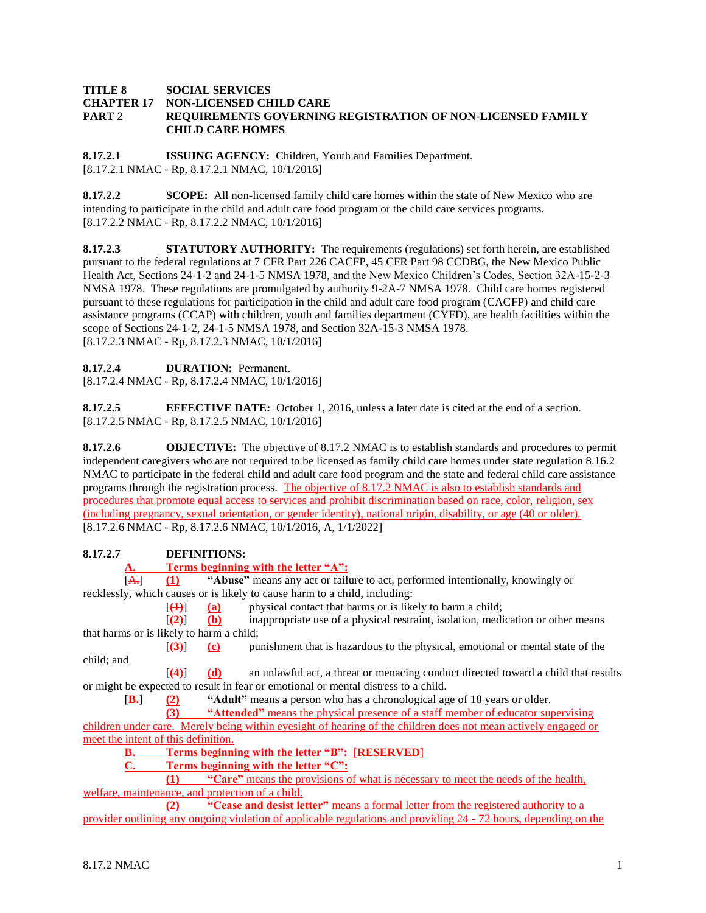**TITLE 8 SOCIAL SERVICES**
**CHAPTER 17 NON-LICENSED CHILD CARE**
**PART 2 REQUIREMENTS GOVERNING REGISTRATION OF NON-LICENSED FAMILY CHILD CARE HOMES**

**8.17.2.1 ISSUING AGENCY:** Children, Youth and Families Department.
[8.17.2.1 NMAC - Rp, 8.17.2.1 NMAC, 10/1/2016]

**8.17.2.2 SCOPE:** All non-licensed family child care homes within the state of New Mexico who are intending to participate in the child and adult care food program or the child care services programs.
[8.17.2.2 NMAC - Rp, 8.17.2.2 NMAC, 10/1/2016]

**8.17.2.3 STATUTORY AUTHORITY:** The requirements (regulations) set forth herein, are established pursuant to the federal regulations at 7 CFR Part 226 CACFP, 45 CFR Part 98 CCDBG, the New Mexico Public Health Act, Sections 24-1-2 and 24-1-5 NMSA 1978, and the New Mexico Children's Codes, Section 32A-15-2-3 NMSA 1978. These regulations are promulgated by authority 9-2A-7 NMSA 1978. Child care homes registered pursuant to these regulations for participation in the child and adult care food program (CACFP) and child care assistance programs (CCAP) with children, youth and families department (CYFD), are health facilities within the scope of Sections 24-1-2, 24-1-5 NMSA 1978, and Section 32A-15-3 NMSA 1978.
[8.17.2.3 NMAC - Rp, 8.17.2.3 NMAC, 10/1/2016]

**8.17.2.4 DURATION:** Permanent.
[8.17.2.4 NMAC - Rp, 8.17.2.4 NMAC, 10/1/2016]

**8.17.2.5 EFFECTIVE DATE:** October 1, 2016, unless a later date is cited at the end of a section.
[8.17.2.5 NMAC - Rp, 8.17.2.5 NMAC, 10/1/2016]

**8.17.2.6 OBJECTIVE:** The objective of 8.17.2 NMAC is to establish standards and procedures to permit independent caregivers who are not required to be licensed as family child care homes under state regulation 8.16.2 NMAC to participate in the federal child and adult care food program and the state and federal child care assistance programs through the registration process. The objective of 8.17.2 NMAC is also to establish standards and procedures that promote equal access to services and prohibit discrimination based on race, color, religion, sex (including pregnancy, sexual orientation, or gender identity), national origin, disability, or age (40 or older).
[8.17.2.6 NMAC - Rp, 8.17.2.6 NMAC, 10/1/2016, A, 1/1/2022]

**8.17.2.7 DEFINITIONS:**

**A. Terms beginning with the letter "A":**

[~~A.~~] **(1)** **"Abuse"** means any act or failure to act, performed intentionally, knowingly or recklessly, which causes or is likely to cause harm to a child, including:

[~~(1)~~] **(a)** physical contact that harms or is likely to harm a child;

[~~(2)~~] **(b)** inappropriate use of a physical restraint, isolation, medication or other means that harms or is likely to harm a child;

[~~(3)~~] **(c)** punishment that is hazardous to the physical, emotional or mental state of the child; and

[~~(4)~~] **(d)** an unlawful act, a threat or menacing conduct directed toward a child that results or might be expected to result in fear or emotional or mental distress to a child.

[~~B.~~] **(2)** **"Adult"** means a person who has a chronological age of 18 years or older.

**(3)** **"Attended"** means the physical presence of a staff member of educator supervising children under care. Merely being within eyesight of hearing of the children does not mean actively engaged or meet the intent of this definition.

**B. Terms beginning with the letter "B":** [**RESERVED**]

**C. Terms beginning with the letter "C":**

**(1)** **"Care"** means the provisions of what is necessary to meet the needs of the health, welfare, maintenance, and protection of a child.

**(2)** **"Cease and desist letter"** means a formal letter from the registered authority to a provider outlining any ongoing violation of applicable regulations and providing 24 - 72 hours, depending on the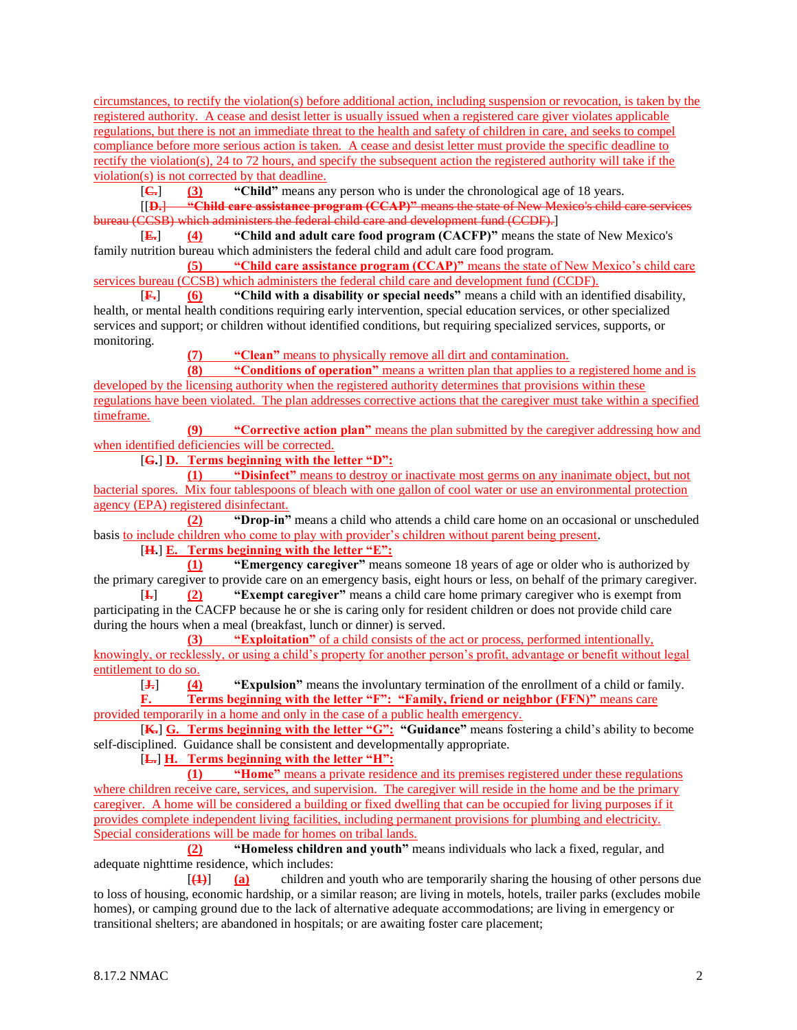circumstances, to rectify the violation(s) before additional action, including suspension or revocation, is taken by the registered authority. A cease and desist letter is usually issued when a registered care giver violates applicable regulations, but there is not an immediate threat to the health and safety of children in care, and seeks to compel compliance before more serious action is taken. A cease and desist letter must provide the specific deadline to rectify the violation(s), 24 to 72 hours, and specify the subsequent action the registered authority will take if the violation(s) is not corrected by that deadline.

[~~C.~~] **(3)** **"Child"** means any person who is under the chronological age of 18 years.

[[~~D.~~ ~~**"Child care assistance program (CCAP)"** means the state of New Mexico's child care services bureau (CCSB) which administers the federal child care and development fund (CCDF).~~]

[~~E.~~] **(4)** **"Child and adult care food program (CACFP)"** means the state of New Mexico's family nutrition bureau which administers the federal child and adult care food program.

**(5)** **"Child care assistance program (CCAP)"** means the state of New Mexico's child care services bureau (CCSB) which administers the federal child care and development fund (CCDF).

[~~F.~~] **(6)** **"Child with a disability or special needs"** means a child with an identified disability, health, or mental health conditions requiring early intervention, special education services, or other specialized services and support; or children without identified conditions, but requiring specialized services, supports, or monitoring.

**(7)** **"Clean"** means to physically remove all dirt and contamination.

**(8)** **"Conditions of operation"** means a written plan that applies to a registered home and is developed by the licensing authority when the registered authority determines that provisions within these regulations have been violated. The plan addresses corrective actions that the caregiver must take within a specified timeframe.

**(9)** **"Corrective action plan"** means the plan submitted by the caregiver addressing how and when identified deficiencies will be corrected.

[~~G.~~] **D. Terms beginning with the letter "D":**

**(1)** **"Disinfect"** means to destroy or inactivate most germs on any inanimate object, but not bacterial spores. Mix four tablespoons of bleach with one gallon of cool water or use an environmental protection agency (EPA) registered disinfectant.

**(2)** **"Drop-in"** means a child who attends a child care home on an occasional or unscheduled basis to include children who come to play with provider's children without parent being present.

[~~H.~~] **E. Terms beginning with the letter "E":**

**(1)** **"Emergency caregiver"** means someone 18 years of age or older who is authorized by the primary caregiver to provide care on an emergency basis, eight hours or less, on behalf of the primary caregiver.

[~~I.~~] **(2)** **"Exempt caregiver"** means a child care home primary caregiver who is exempt from participating in the CACFP because he or she is caring only for resident children or does not provide child care during the hours when a meal (breakfast, lunch or dinner) is served.

**(3)** **"Exploitation"** of a child consists of the act or process, performed intentionally, knowingly, or recklessly, or using a child's property for another person's profit, advantage or benefit without legal entitlement to do so.

[~~J.~~] **(4)** **"Expulsion"** means the involuntary termination of the enrollment of a child or family.

**F. Terms beginning with the letter "F": "Family, friend or neighbor (FFN)"** means care provided temporarily in a home and only in the case of a public health emergency.

[~~K.~~] **G. Terms beginning with the letter "G":** **"Guidance"** means fostering a child's ability to become self-disciplined. Guidance shall be consistent and developmentally appropriate.

[~~L.~~] **H. Terms beginning with the letter "H":**

**(1)** **"Home"** means a private residence and its premises registered under these regulations where children receive care, services, and supervision. The caregiver will reside in the home and be the primary caregiver. A home will be considered a building or fixed dwelling that can be occupied for living purposes if it provides complete independent living facilities, including permanent provisions for plumbing and electricity. Special considerations will be made for homes on tribal lands.

**(2)** **"Homeless children and youth"** means individuals who lack a fixed, regular, and adequate nighttime residence, which includes:

[~~(1)~~] **(a)** children and youth who are temporarily sharing the housing of other persons due to loss of housing, economic hardship, or a similar reason; are living in motels, hotels, trailer parks (excludes mobile homes), or camping ground due to the lack of alternative adequate accommodations; are living in emergency or transitional shelters; are abandoned in hospitals; or are awaiting foster care placement;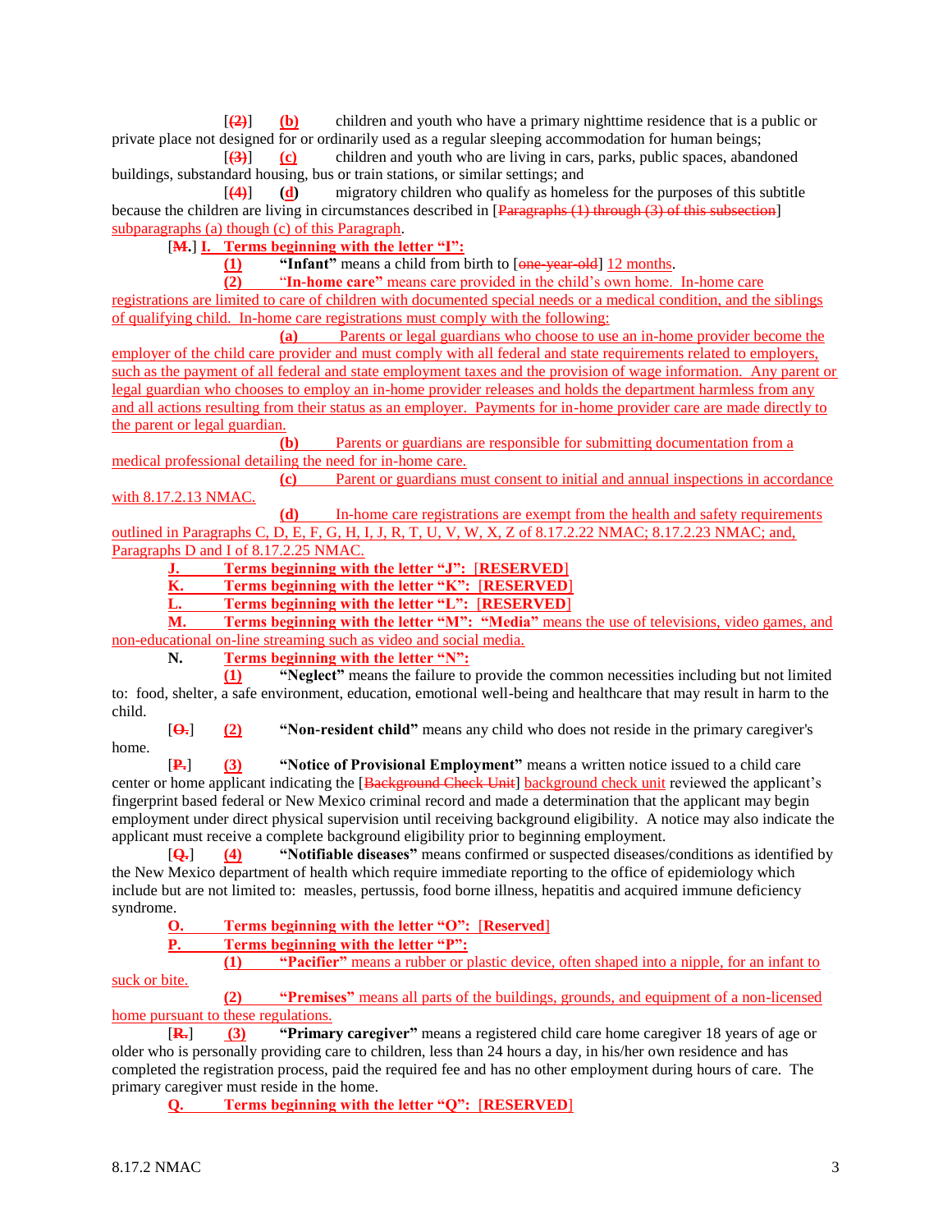[(2)] **(b)** children and youth who have a primary nighttime residence that is a public or private place not designed for or ordinarily used as a regular sleeping accommodation for human beings;

[(3)] **(c)** children and youth who are living in cars, parks, public spaces, abandoned buildings, substandard housing, bus or train stations, or similar settings; and

[(4)] **(d)** migratory children who qualify as homeless for the purposes of this subtitle because the children are living in circumstances described in [Paragraphs (1) through (3) of this subsection] subparagraphs (a) though (c) of this Paragraph.

[M.] **I. Terms beginning with the letter "I":**

**(1)** **"Infant"** means a child from birth to [one-year-old] 12 months.

**(2)** "**In-home care"** means care provided in the child's own home. In-home care registrations are limited to care of children with documented special needs or a medical condition, and the siblings of qualifying child. In-home care registrations must comply with the following:

**(a)** Parents or legal guardians who choose to use an in-home provider become the employer of the child care provider and must comply with all federal and state requirements related to employers, such as the payment of all federal and state employment taxes and the provision of wage information. Any parent or legal guardian who chooses to employ an in-home provider releases and holds the department harmless from any and all actions resulting from their status as an employer. Payments for in-home provider care are made directly to the parent or legal guardian.

**(b)** Parents or guardians are responsible for submitting documentation from a medical professional detailing the need for in-home care.

**(c)** Parent or guardians must consent to initial and annual inspections in accordance with 8.17.2.13 NMAC.

**(d)** In-home care registrations are exempt from the health and safety requirements outlined in Paragraphs C, D, E, F, G, H, I, J, R, T, U, V, W, X, Z of 8.17.2.22 NMAC; 8.17.2.23 NMAC; and, Paragraphs D and I of 8.17.2.25 NMAC.

**J. Terms beginning with the letter "J": [RESERVED]**

**K. Terms beginning with the letter "K": [RESERVED]**

**L. Terms beginning with the letter "L": [RESERVED]**

**M. Terms beginning with the letter "M": "Media"** means the use of televisions, video games, and non-educational on-line streaming such as video and social media.

**N. Terms beginning with the letter "N":**

**(1)** **"Neglect"** means the failure to provide the common necessities including but not limited to: food, shelter, a safe environment, education, emotional well-being and healthcare that may result in harm to the child.

[O.] **(2)** **"Non-resident child"** means any child who does not reside in the primary caregiver's home.

[P.] **(3)** **"Notice of Provisional Employment"** means a written notice issued to a child care center or home applicant indicating the [Background Check Unit] background check unit reviewed the applicant's fingerprint based federal or New Mexico criminal record and made a determination that the applicant may begin employment under direct physical supervision until receiving background eligibility. A notice may also indicate the applicant must receive a complete background eligibility prior to beginning employment.

[Q.] **(4)** **"Notifiable diseases"** means confirmed or suspected diseases/conditions as identified by the New Mexico department of health which require immediate reporting to the office of epidemiology which include but are not limited to: measles, pertussis, food borne illness, hepatitis and acquired immune deficiency syndrome.

**O. Terms beginning with the letter "O": [Reserved]**

**P. Terms beginning with the letter "P":**

**(1)** **"Pacifier"** means a rubber or plastic device, often shaped into a nipple, for an infant to suck or bite.

**(2)** **"Premises"** means all parts of the buildings, grounds, and equipment of a non-licensed home pursuant to these regulations.

[R.] **(3)** **"Primary caregiver"** means a registered child care home caregiver 18 years of age or older who is personally providing care to children, less than 24 hours a day, in his/her own residence and has completed the registration process, paid the required fee and has no other employment during hours of care. The primary caregiver must reside in the home.

**Q. Terms beginning with the letter "Q": [RESERVED]**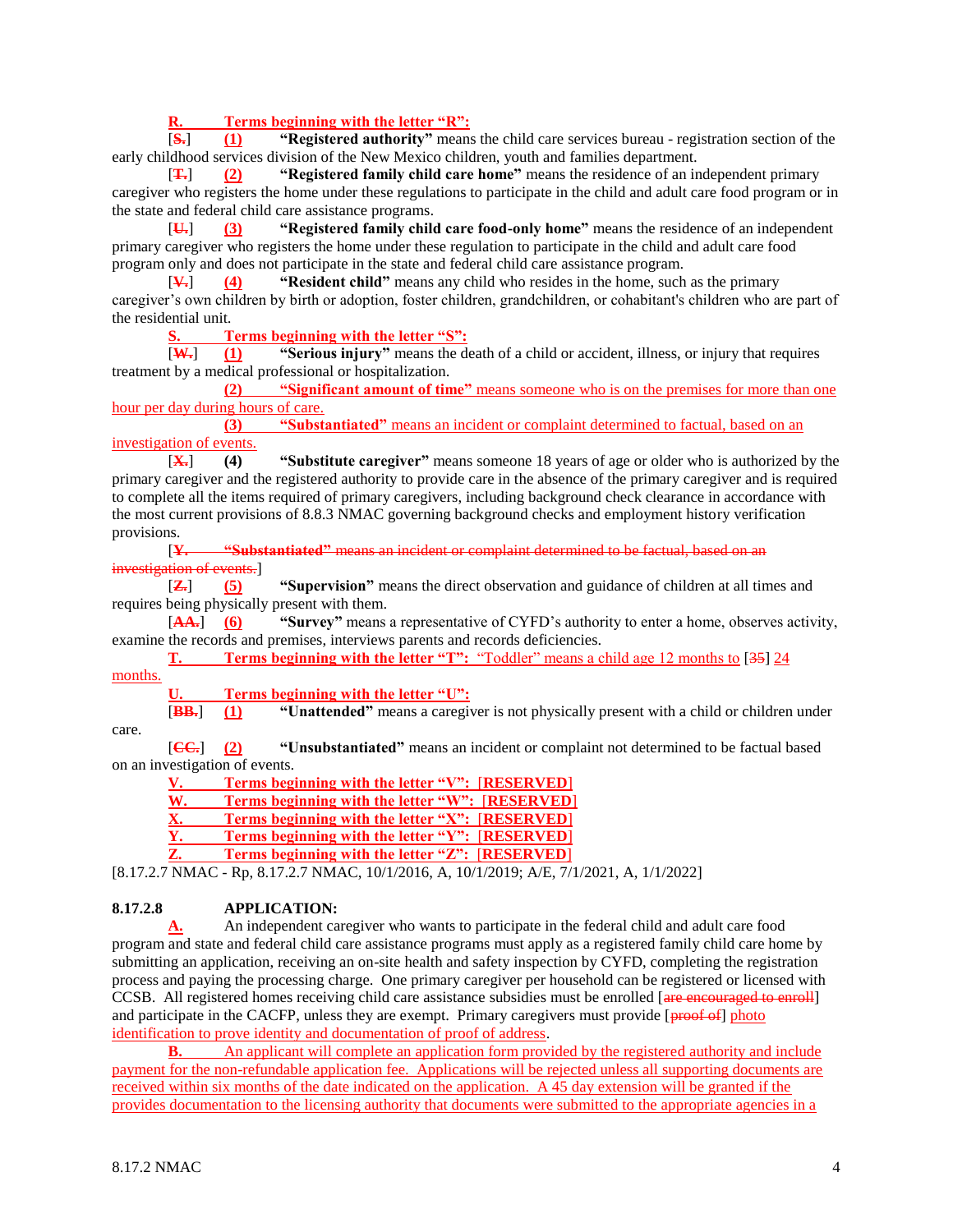**R. Terms beginning with the letter "R":**

[~~S.~~] **(1) "Registered authority"** means the child care services bureau - registration section of the early childhood services division of the New Mexico children, youth and families department.

[~~T.~~] **(2) "Registered family child care home"** means the residence of an independent primary caregiver who registers the home under these regulations to participate in the child and adult care food program or in the state and federal child care assistance programs.

[~~U.~~] **(3) "Registered family child care food-only home"** means the residence of an independent primary caregiver who registers the home under these regulation to participate in the child and adult care food program only and does not participate in the state and federal child care assistance program.

[~~V.~~] **(4) "Resident child"** means any child who resides in the home, such as the primary caregiver's own children by birth or adoption, foster children, grandchildren, or cohabitant's children who are part of the residential unit.

**S. Terms beginning with the letter "S":**

[~~W.~~] **(1) "Serious injury"** means the death of a child or accident, illness, or injury that requires treatment by a medical professional or hospitalization.

**(2) "Significant amount of time"** means someone who is on the premises for more than one hour per day during hours of care.

**(3) "Substantiated"** means an incident or complaint determined to factual, based on an investigation of events.

[~~X.~~] **(4) "Substitute caregiver"** means someone 18 years of age or older who is authorized by the primary caregiver and the registered authority to provide care in the absence of the primary caregiver and is required to complete all the items required of primary caregivers, including background check clearance in accordance with the most current provisions of 8.8.3 NMAC governing background checks and employment history verification provisions.

[~~Y. "Substantiated" means an incident or complaint determined to be factual, based on an investigation of events.~~]

[~~Z.~~] **(5) "Supervision"** means the direct observation and guidance of children at all times and requires being physically present with them.

[~~AA.~~] **(6) "Survey"** means a representative of CYFD's authority to enter a home, observes activity, examine the records and premises, interviews parents and records deficiencies.

**T. Terms beginning with the letter "T":** "Toddler" means a child age 12 months to [~~35~~] 24 months.

**U. Terms beginning with the letter "U":**

[~~BB.~~] **(1) "Unattended"** means a caregiver is not physically present with a child or children under care.

[~~CC.~~] **(2) "Unsubstantiated"** means an incident or complaint not determined to be factual based on an investigation of events.

**V. Terms beginning with the letter "V": [RESERVED]**

**W. Terms beginning with the letter "W": [RESERVED]**

**X. Terms beginning with the letter "X": [RESERVED]**

**Y. Terms beginning with the letter "Y": [RESERVED]**

**Z. Terms beginning with the letter "Z": [RESERVED]**

[8.17.2.7 NMAC - Rp, 8.17.2.7 NMAC, 10/1/2016, A, 10/1/2019; A/E, 7/1/2021, A, 1/1/2022]

**8.17.2.8 APPLICATION:**

**A.** An independent caregiver who wants to participate in the federal child and adult care food program and state and federal child care assistance programs must apply as a registered family child care home by submitting an application, receiving an on-site health and safety inspection by CYFD, completing the registration process and paying the processing charge. One primary caregiver per household can be registered or licensed with CCSB. All registered homes receiving child care assistance subsidies must be enrolled [~~are encouraged to enroll~~] and participate in the CACFP, unless they are exempt. Primary caregivers must provide [~~proof of~~] photo identification to prove identity and documentation of proof of address.

**B.** An applicant will complete an application form provided by the registered authority and include payment for the non-refundable application fee. Applications will be rejected unless all supporting documents are received within six months of the date indicated on the application. A 45 day extension will be granted if the provides documentation to the licensing authority that documents were submitted to the appropriate agencies in a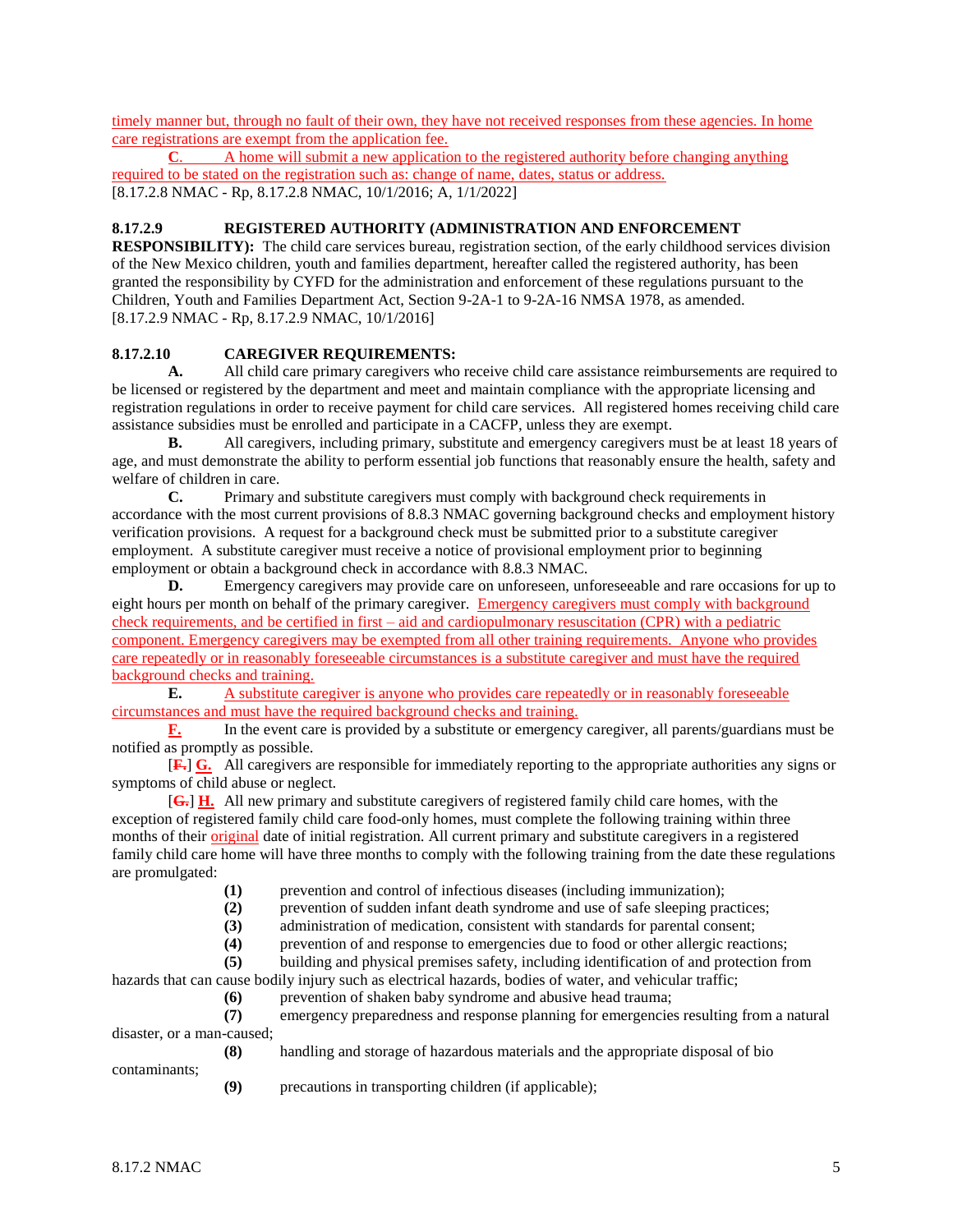timely manner but, through no fault of their own, they have not received responses from these agencies. In home care registrations are exempt from the application fee.

**C.** A home will submit a new application to the registered authority before changing anything required to be stated on the registration such as: change of name, dates, status or address.

[8.17.2.8 NMAC - Rp, 8.17.2.8 NMAC, 10/1/2016; A, 1/1/2022]

**8.17.2.9 REGISTERED AUTHORITY (ADMINISTRATION AND ENFORCEMENT RESPONSIBILITY):** The child care services bureau, registration section, of the early childhood services division of the New Mexico children, youth and families department, hereafter called the registered authority, has been granted the responsibility by CYFD for the administration and enforcement of these regulations pursuant to the Children, Youth and Families Department Act, Section 9-2A-1 to 9-2A-16 NMSA 1978, as amended.

[8.17.2.9 NMAC - Rp, 8.17.2.9 NMAC, 10/1/2016]

**8.17.2.10 CAREGIVER REQUIREMENTS:**

**A.** All child care primary caregivers who receive child care assistance reimbursements are required to be licensed or registered by the department and meet and maintain compliance with the appropriate licensing and registration regulations in order to receive payment for child care services. All registered homes receiving child care assistance subsidies must be enrolled and participate in a CACFP, unless they are exempt.

**B.** All caregivers, including primary, substitute and emergency caregivers must be at least 18 years of age, and must demonstrate the ability to perform essential job functions that reasonably ensure the health, safety and welfare of children in care.

**C.** Primary and substitute caregivers must comply with background check requirements in accordance with the most current provisions of 8.8.3 NMAC governing background checks and employment history verification provisions. A request for a background check must be submitted prior to a substitute caregiver employment. A substitute caregiver must receive a notice of provisional employment prior to beginning employment or obtain a background check in accordance with 8.8.3 NMAC.

**D.** Emergency caregivers may provide care on unforeseen, unforeseeable and rare occasions for up to eight hours per month on behalf of the primary caregiver. Emergency caregivers must comply with background check requirements, and be certified in first – aid and cardiopulmonary resuscitation (CPR) with a pediatric component. Emergency caregivers may be exempted from all other training requirements. Anyone who provides care repeatedly or in reasonably foreseeable circumstances is a substitute caregiver and must have the required background checks and training.

**E.** A substitute caregiver is anyone who provides care repeatedly or in reasonably foreseeable circumstances and must have the required background checks and training.

**F.** In the event care is provided by a substitute or emergency caregiver, all parents/guardians must be notified as promptly as possible.

[~~F.~~] **G.** All caregivers are responsible for immediately reporting to the appropriate authorities any signs or symptoms of child abuse or neglect.

[~~G.~~] **H.** All new primary and substitute caregivers of registered family child care homes, with the exception of registered family child care food-only homes, must complete the following training within three months of their original date of initial registration. All current primary and substitute caregivers in a registered family child care home will have three months to comply with the following training from the date these regulations are promulgated:

**(1)** prevention and control of infectious diseases (including immunization);

**(2)** prevention of sudden infant death syndrome and use of safe sleeping practices;

**(3)** administration of medication, consistent with standards for parental consent;

**(4)** prevention of and response to emergencies due to food or other allergic reactions;

**(5)** building and physical premises safety, including identification of and protection from hazards that can cause bodily injury such as electrical hazards, bodies of water, and vehicular traffic;

**(6)** prevention of shaken baby syndrome and abusive head trauma;

**(7)** emergency preparedness and response planning for emergencies resulting from a natural disaster, or a man-caused;

**(8)** handling and storage of hazardous materials and the appropriate disposal of bio contaminants;

**(9)** precautions in transporting children (if applicable);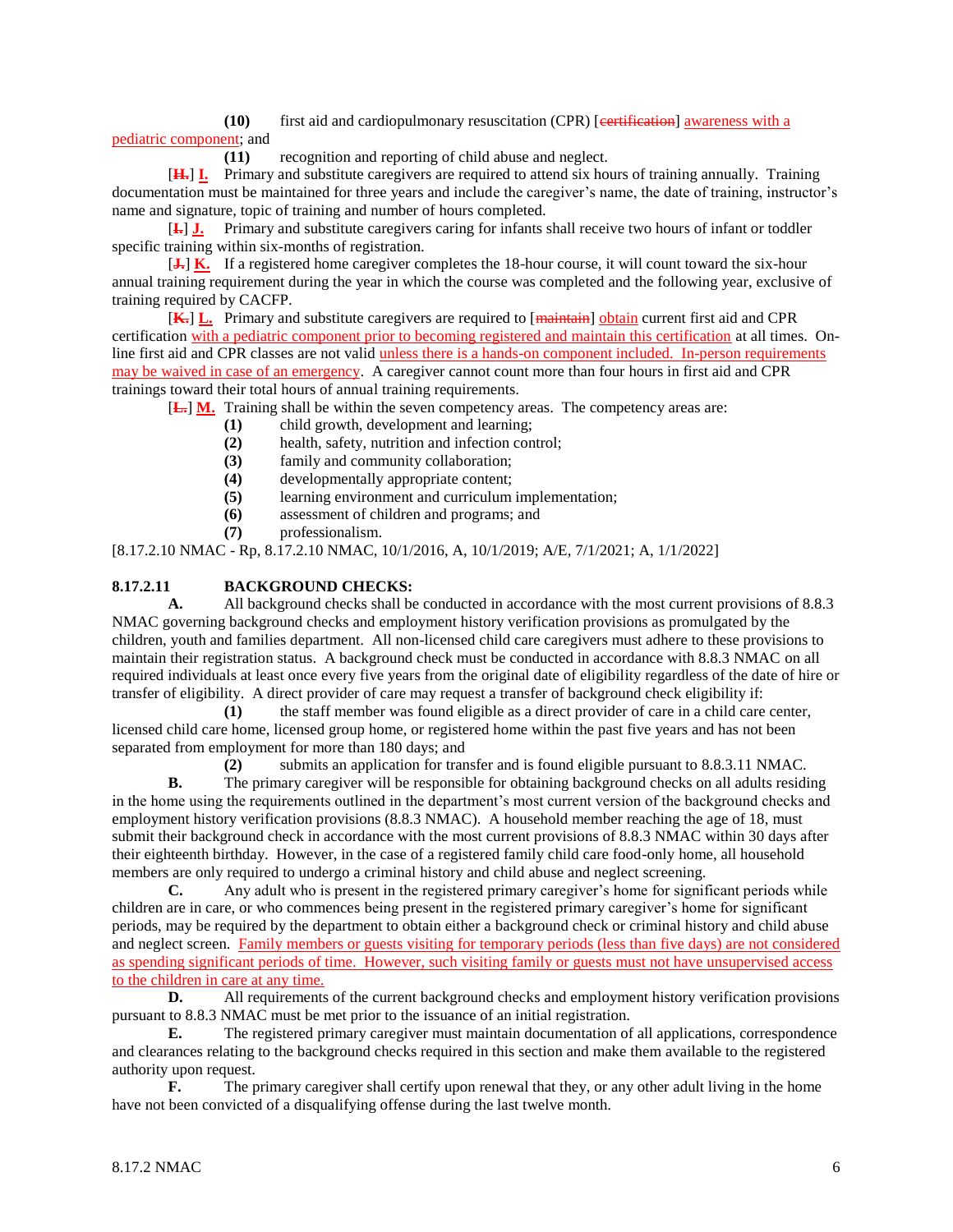**(10)** first aid and cardiopulmonary resuscitation (CPR) [~~certification~~] awareness with a pediatric component; and

**(11)** recognition and reporting of child abuse and neglect.

[~~**H.**~~] **I.** Primary and substitute caregivers are required to attend six hours of training annually. Training documentation must be maintained for three years and include the caregiver's name, the date of training, instructor's name and signature, topic of training and number of hours completed.

[~~**I.**~~] **J.** Primary and substitute caregivers caring for infants shall receive two hours of infant or toddler specific training within six-months of registration.

[~~**J.**~~] **K.** If a registered home caregiver completes the 18-hour course, it will count toward the six-hour annual training requirement during the year in which the course was completed and the following year, exclusive of training required by CACFP.

[~~**K.**~~] **L.** Primary and substitute caregivers are required to [~~maintain~~] obtain current first aid and CPR certification with a pediatric component prior to becoming registered and maintain this certification at all times. On-line first aid and CPR classes are not valid unless there is a hands-on component included. In-person requirements may be waived in case of an emergency. A caregiver cannot count more than four hours in first aid and CPR trainings toward their total hours of annual training requirements.

[~~**L.**~~] **M.** Training shall be within the seven competency areas. The competency areas are:

**(1)** child growth, development and learning;
**(2)** health, safety, nutrition and infection control;
**(3)** family and community collaboration;
**(4)** developmentally appropriate content;
**(5)** learning environment and curriculum implementation;
**(6)** assessment of children and programs; and
**(7)** professionalism.

[8.17.2.10 NMAC - Rp, 8.17.2.10 NMAC, 10/1/2016, A, 10/1/2019; A/E, 7/1/2021; A, 1/1/2022]

**8.17.2.11 BACKGROUND CHECKS:**

**A.** All background checks shall be conducted in accordance with the most current provisions of 8.8.3 NMAC governing background checks and employment history verification provisions as promulgated by the children, youth and families department. All non-licensed child care caregivers must adhere to these provisions to maintain their registration status. A background check must be conducted in accordance with 8.8.3 NMAC on all required individuals at least once every five years from the original date of eligibility regardless of the date of hire or transfer of eligibility. A direct provider of care may request a transfer of background check eligibility if:

**(1)** the staff member was found eligible as a direct provider of care in a child care center, licensed child care home, licensed group home, or registered home within the past five years and has not been separated from employment for more than 180 days; and

**(2)** submits an application for transfer and is found eligible pursuant to 8.8.3.11 NMAC.

**B.** The primary caregiver will be responsible for obtaining background checks on all adults residing in the home using the requirements outlined in the department's most current version of the background checks and employment history verification provisions (8.8.3 NMAC). A household member reaching the age of 18, must submit their background check in accordance with the most current provisions of 8.8.3 NMAC within 30 days after their eighteenth birthday. However, in the case of a registered family child care food-only home, all household members are only required to undergo a criminal history and child abuse and neglect screening.

**C.** Any adult who is present in the registered primary caregiver's home for significant periods while children are in care, or who commences being present in the registered primary caregiver's home for significant periods, may be required by the department to obtain either a background check or criminal history and child abuse and neglect screen. Family members or guests visiting for temporary periods (less than five days) are not considered as spending significant periods of time. However, such visiting family or guests must not have unsupervised access to the children in care at any time.

**D.** All requirements of the current background checks and employment history verification provisions pursuant to 8.8.3 NMAC must be met prior to the issuance of an initial registration.

**E.** The registered primary caregiver must maintain documentation of all applications, correspondence and clearances relating to the background checks required in this section and make them available to the registered authority upon request.

**F.** The primary caregiver shall certify upon renewal that they, or any other adult living in the home have not been convicted of a disqualifying offense during the last twelve month.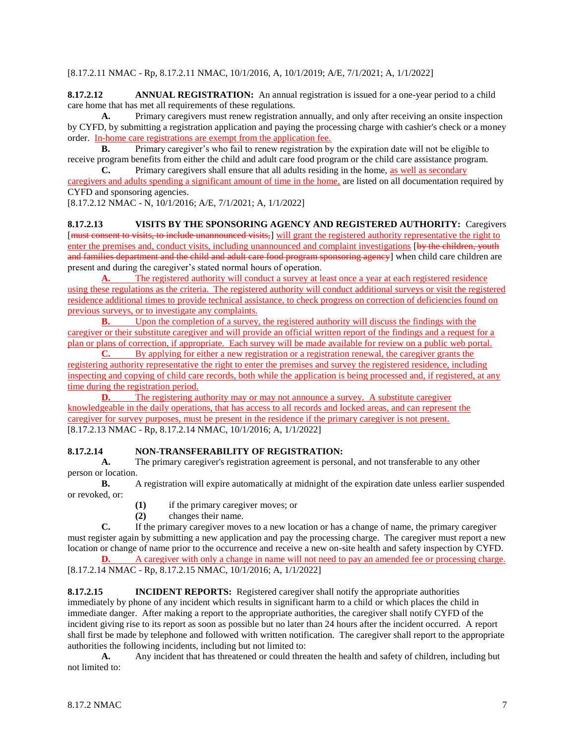[8.17.2.11 NMAC - Rp, 8.17.2.11 NMAC, 10/1/2016, A, 10/1/2019; A/E, 7/1/2021; A, 1/1/2022]

**8.17.2.12 ANNUAL REGISTRATION:** An annual registration is issued for a one-year period to a child care home that has met all requirements of these regulations.

**A.** Primary caregivers must renew registration annually, and only after receiving an onsite inspection by CYFD, by submitting a registration application and paying the processing charge with cashier's check or a money order. In-home care registrations are exempt from the application fee.

**B.** Primary caregiver's who fail to renew registration by the expiration date will not be eligible to receive program benefits from either the child and adult care food program or the child care assistance program.

**C.** Primary caregivers shall ensure that all adults residing in the home, as well as secondary caregivers and adults spending a significant amount of time in the home, are listed on all documentation required by CYFD and sponsoring agencies.

[8.17.2.12 NMAC - N, 10/1/2016; A/E, 7/1/2021; A, 1/1/2022]

**8.17.2.13 VISITS BY THE SPONSORING AGENCY AND REGISTERED AUTHORITY:** Caregivers [~~must consent to visits, to include unannounced visits,~~] will grant the registered authority representative the right to enter the premises and, conduct visits, including unannounced and complaint investigations [~~by the children, youth and families department and the child and adult care food program sponsoring agency~~] when child care children are present and during the caregiver's stated normal hours of operation.

**A.** The registered authority will conduct a survey at least once a year at each registered residence using these regulations as the criteria. The registered authority will conduct additional surveys or visit the registered residence additional times to provide technical assistance, to check progress on correction of deficiencies found on previous surveys, or to investigate any complaints.

**B.** Upon the completion of a survey, the registered authority will discuss the findings with the caregiver or their substitute caregiver and will provide an official written report of the findings and a request for a plan or plans of correction, if appropriate. Each survey will be made available for review on a public web portal.

**C.** By applying for either a new registration or a registration renewal, the caregiver grants the registering authority representative the right to enter the premises and survey the registered residence, including inspecting and copying of child care records, both while the application is being processed and, if registered, at any time during the registration period.

**D.** The registering authority may or may not announce a survey. A substitute caregiver knowledgeable in the daily operations, that has access to all records and locked areas, and can represent the caregiver for survey purposes, must be present in the residence if the primary caregiver is not present.

[8.17.2.13 NMAC - Rp, 8.17.2.14 NMAC, 10/1/2016; A, 1/1/2022]

**8.17.2.14 NON-TRANSFERABILITY OF REGISTRATION:**

**A.** The primary caregiver's registration agreement is personal, and not transferable to any other person or location.

**B.** A registration will expire automatically at midnight of the expiration date unless earlier suspended or revoked, or:

**(1)** if the primary caregiver moves; or

**(2)** changes their name.

**C.** If the primary caregiver moves to a new location or has a change of name, the primary caregiver must register again by submitting a new application and pay the processing charge. The caregiver must report a new location or change of name prior to the occurrence and receive a new on-site health and safety inspection by CYFD.

**D.** A caregiver with only a change in name will not need to pay an amended fee or processing charge.

[8.17.2.14 NMAC - Rp, 8.17.2.15 NMAC, 10/1/2016; A, 1/1/2022]

**8.17.2.15 INCIDENT REPORTS:** Registered caregiver shall notify the appropriate authorities immediately by phone of any incident which results in significant harm to a child or which places the child in immediate danger. After making a report to the appropriate authorities, the caregiver shall notify CYFD of the incident giving rise to its report as soon as possible but no later than 24 hours after the incident occurred. A report shall first be made by telephone and followed with written notification. The caregiver shall report to the appropriate authorities the following incidents, including but not limited to:

**A.** Any incident that has threatened or could threaten the health and safety of children, including but not limited to: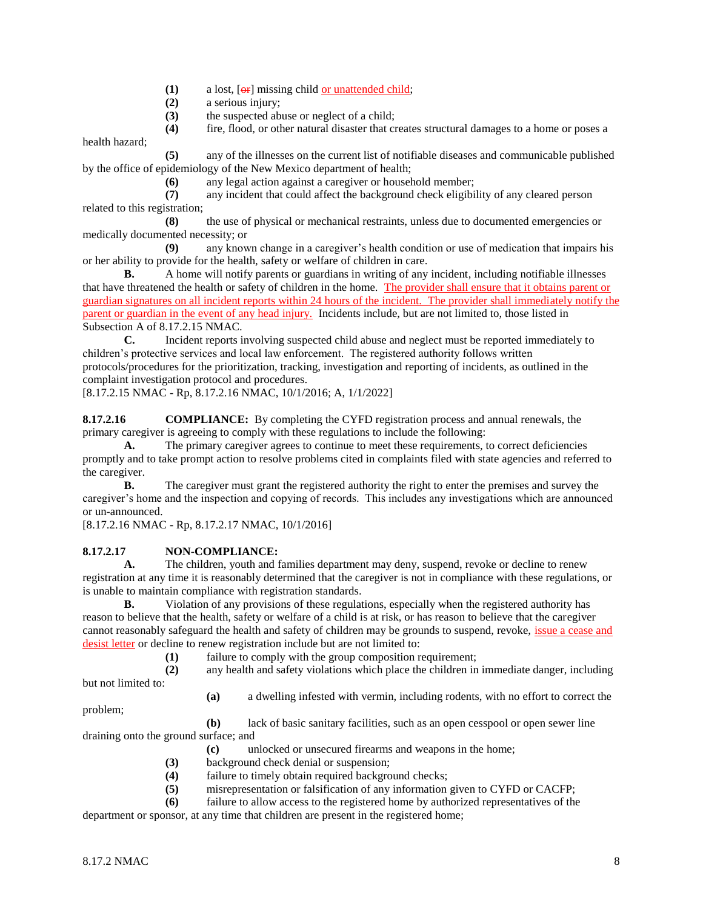**(1)** a lost, [~~or~~] missing child <u>or unattended child</u>;

**(2)** a serious injury;

**(3)** the suspected abuse or neglect of a child;

**(4)** fire, flood, or other natural disaster that creates structural damages to a home or poses a health hazard;

**(5)** any of the illnesses on the current list of notifiable diseases and communicable published by the office of epidemiology of the New Mexico department of health;

**(6)** any legal action against a caregiver or household member;

**(7)** any incident that could affect the background check eligibility of any cleared person related to this registration;

**(8)** the use of physical or mechanical restraints, unless due to documented emergencies or medically documented necessity; or

**(9)** any known change in a caregiver's health condition or use of medication that impairs his or her ability to provide for the health, safety or welfare of children in care.

**B.** A home will notify parents or guardians in writing of any incident, including notifiable illnesses that have threatened the health or safety of children in the home. <u>The provider shall ensure that it obtains parent or guardian signatures on all incident reports within 24 hours of the incident. The provider shall immediately notify the parent or guardian in the event of any head injury.</u> Incidents include, but are not limited to, those listed in Subsection A of 8.17.2.15 NMAC.

**C.** Incident reports involving suspected child abuse and neglect must be reported immediately to children's protective services and local law enforcement. The registered authority follows written protocols/procedures for the prioritization, tracking, investigation and reporting of incidents, as outlined in the complaint investigation protocol and procedures.

[8.17.2.15 NMAC - Rp, 8.17.2.16 NMAC, 10/1/2016; A, 1/1/2022]

**8.17.2.16 COMPLIANCE:** By completing the CYFD registration process and annual renewals, the primary caregiver is agreeing to comply with these regulations to include the following:

**A.** The primary caregiver agrees to continue to meet these requirements, to correct deficiencies promptly and to take prompt action to resolve problems cited in complaints filed with state agencies and referred to the caregiver.

**B.** The caregiver must grant the registered authority the right to enter the premises and survey the caregiver's home and the inspection and copying of records. This includes any investigations which are announced or un-announced.

[8.17.2.16 NMAC - Rp, 8.17.2.17 NMAC, 10/1/2016]

**8.17.2.17 NON-COMPLIANCE:**

**A.** The children, youth and families department may deny, suspend, revoke or decline to renew registration at any time it is reasonably determined that the caregiver is not in compliance with these regulations, or is unable to maintain compliance with registration standards.

**B.** Violation of any provisions of these regulations, especially when the registered authority has reason to believe that the health, safety or welfare of a child is at risk, or has reason to believe that the caregiver cannot reasonably safeguard the health and safety of children may be grounds to suspend, revoke, <u>issue a cease and desist letter</u> or decline to renew registration include but are not limited to:

**(1)** failure to comply with the group composition requirement;

**(2)** any health and safety violations which place the children in immediate danger, including but not limited to:

**(a)** a dwelling infested with vermin, including rodents, with no effort to correct the problem;

**(b)** lack of basic sanitary facilities, such as an open cesspool or open sewer line draining onto the ground surface; and

**(c)** unlocked or unsecured firearms and weapons in the home;

**(3)** background check denial or suspension;

**(4)** failure to timely obtain required background checks;

**(5)** misrepresentation or falsification of any information given to CYFD or CACFP;

**(6)** failure to allow access to the registered home by authorized representatives of the department or sponsor, at any time that children are present in the registered home;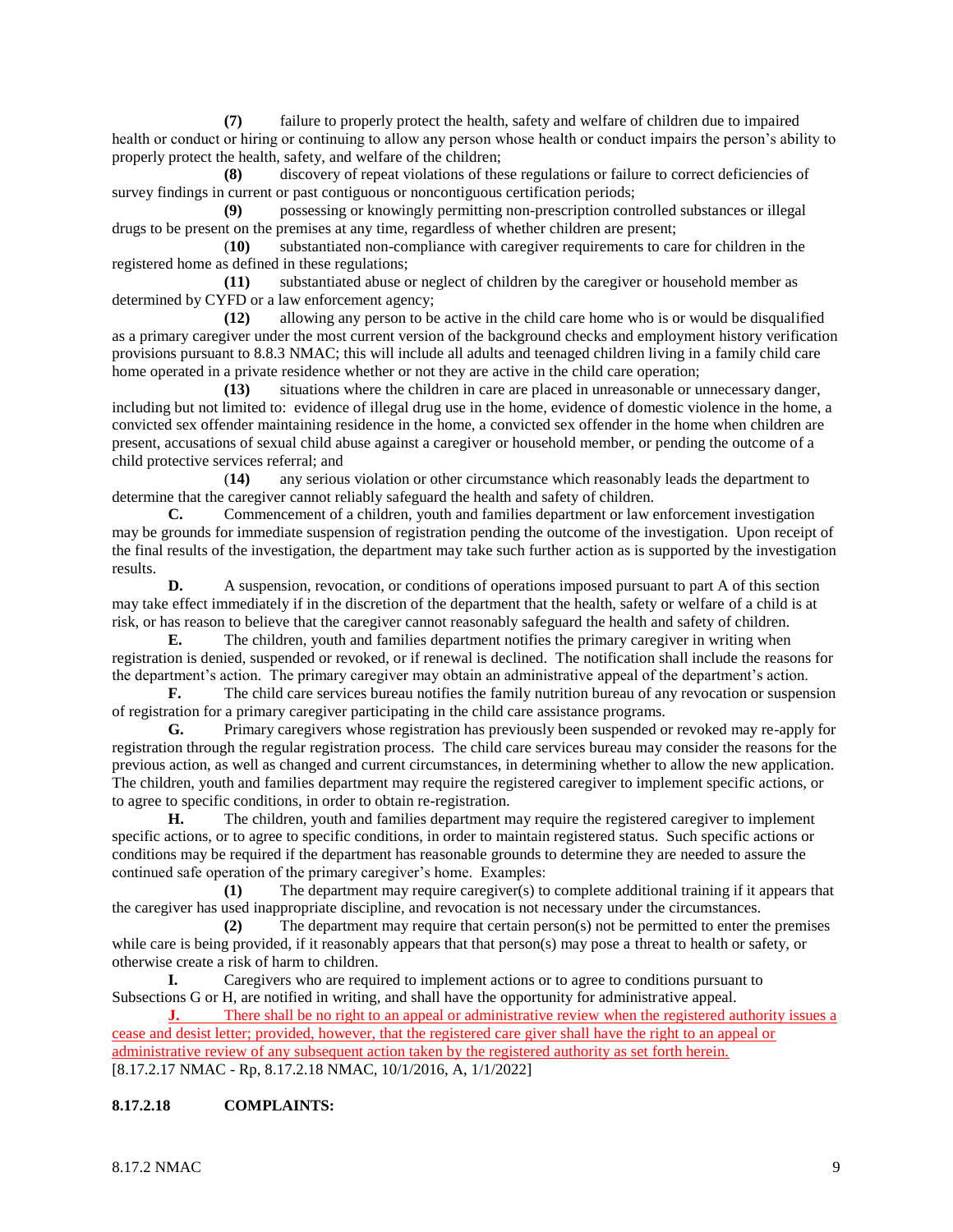**(7)** failure to properly protect the health, safety and welfare of children due to impaired health or conduct or hiring or continuing to allow any person whose health or conduct impairs the person's ability to properly protect the health, safety, and welfare of the children;

**(8)** discovery of repeat violations of these regulations or failure to correct deficiencies of survey findings in current or past contiguous or noncontiguous certification periods;

**(9)** possessing or knowingly permitting non-prescription controlled substances or illegal drugs to be present on the premises at any time, regardless of whether children are present;

(**10)** substantiated non-compliance with caregiver requirements to care for children in the registered home as defined in these regulations;

**(11)** substantiated abuse or neglect of children by the caregiver or household member as determined by CYFD or a law enforcement agency;

**(12)** allowing any person to be active in the child care home who is or would be disqualified as a primary caregiver under the most current version of the background checks and employment history verification provisions pursuant to 8.8.3 NMAC; this will include all adults and teenaged children living in a family child care home operated in a private residence whether or not they are active in the child care operation;

**(13)** situations where the children in care are placed in unreasonable or unnecessary danger, including but not limited to: evidence of illegal drug use in the home, evidence of domestic violence in the home, a convicted sex offender maintaining residence in the home, a convicted sex offender in the home when children are present, accusations of sexual child abuse against a caregiver or household member, or pending the outcome of a child protective services referral; and

(**14)** any serious violation or other circumstance which reasonably leads the department to determine that the caregiver cannot reliably safeguard the health and safety of children.

**C.** Commencement of a children, youth and families department or law enforcement investigation may be grounds for immediate suspension of registration pending the outcome of the investigation. Upon receipt of the final results of the investigation, the department may take such further action as is supported by the investigation results.

**D.** A suspension, revocation, or conditions of operations imposed pursuant to part A of this section may take effect immediately if in the discretion of the department that the health, safety or welfare of a child is at risk, or has reason to believe that the caregiver cannot reasonably safeguard the health and safety of children.

**E.** The children, youth and families department notifies the primary caregiver in writing when registration is denied, suspended or revoked, or if renewal is declined. The notification shall include the reasons for the department's action. The primary caregiver may obtain an administrative appeal of the department's action.

**F.** The child care services bureau notifies the family nutrition bureau of any revocation or suspension of registration for a primary caregiver participating in the child care assistance programs.

**G.** Primary caregivers whose registration has previously been suspended or revoked may re-apply for registration through the regular registration process. The child care services bureau may consider the reasons for the previous action, as well as changed and current circumstances, in determining whether to allow the new application. The children, youth and families department may require the registered caregiver to implement specific actions, or to agree to specific conditions, in order to obtain re-registration.

**H.** The children, youth and families department may require the registered caregiver to implement specific actions, or to agree to specific conditions, in order to maintain registered status. Such specific actions or conditions may be required if the department has reasonable grounds to determine they are needed to assure the continued safe operation of the primary caregiver's home. Examples:

**(1)** The department may require caregiver(s) to complete additional training if it appears that the caregiver has used inappropriate discipline, and revocation is not necessary under the circumstances.

**(2)** The department may require that certain person(s) not be permitted to enter the premises while care is being provided, if it reasonably appears that that person(s) may pose a threat to health or safety, or otherwise create a risk of harm to children.

**I.** Caregivers who are required to implement actions or to agree to conditions pursuant to Subsections G or H, are notified in writing, and shall have the opportunity for administrative appeal.

**J.** There shall be no right to an appeal or administrative review when the registered authority issues a cease and desist letter; provided, however, that the registered care giver shall have the right to an appeal or administrative review of any subsequent action taken by the registered authority as set forth herein.

[8.17.2.17 NMAC - Rp, 8.17.2.18 NMAC, 10/1/2016, A, 1/1/2022]

**8.17.2.18 COMPLAINTS:**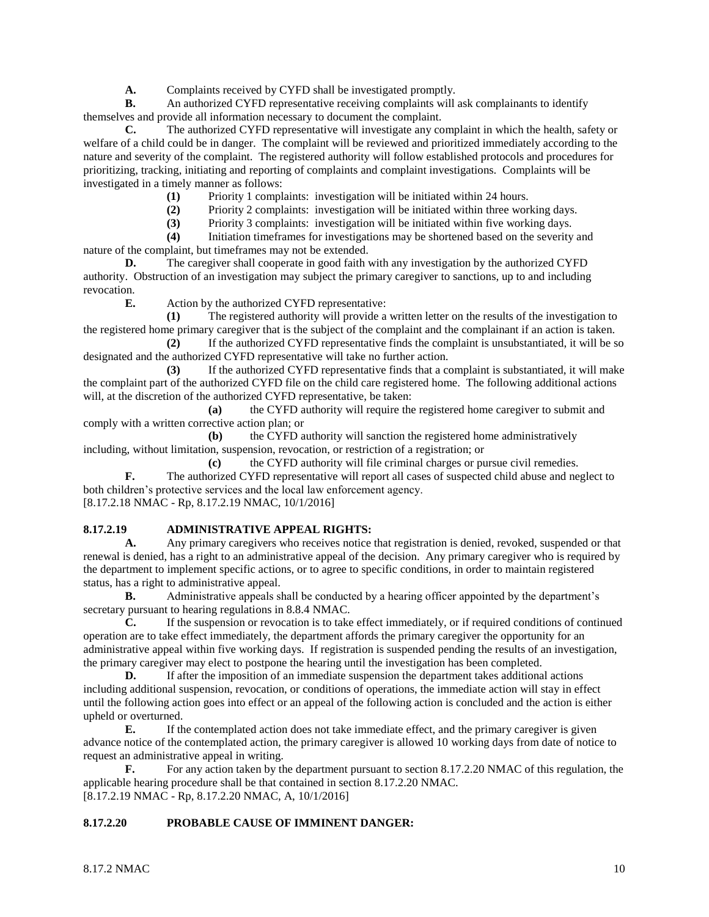**A.** Complaints received by CYFD shall be investigated promptly.

**B.** An authorized CYFD representative receiving complaints will ask complainants to identify themselves and provide all information necessary to document the complaint.

**C.** The authorized CYFD representative will investigate any complaint in which the health, safety or welfare of a child could be in danger. The complaint will be reviewed and prioritized immediately according to the nature and severity of the complaint. The registered authority will follow established protocols and procedures for prioritizing, tracking, initiating and reporting of complaints and complaint investigations. Complaints will be investigated in a timely manner as follows:

**(1)** Priority 1 complaints: investigation will be initiated within 24 hours.

**(2)** Priority 2 complaints: investigation will be initiated within three working days.

**(3)** Priority 3 complaints: investigation will be initiated within five working days.

**(4)** Initiation timeframes for investigations may be shortened based on the severity and nature of the complaint, but timeframes may not be extended.

**D.** The caregiver shall cooperate in good faith with any investigation by the authorized CYFD authority. Obstruction of an investigation may subject the primary caregiver to sanctions, up to and including revocation.

**E.** Action by the authorized CYFD representative:

**(1)** The registered authority will provide a written letter on the results of the investigation to the registered home primary caregiver that is the subject of the complaint and the complainant if an action is taken.

**(2)** If the authorized CYFD representative finds the complaint is unsubstantiated, it will be so designated and the authorized CYFD representative will take no further action.

**(3)** If the authorized CYFD representative finds that a complaint is substantiated, it will make the complaint part of the authorized CYFD file on the child care registered home. The following additional actions will, at the discretion of the authorized CYFD representative, be taken:

**(a)** the CYFD authority will require the registered home caregiver to submit and comply with a written corrective action plan; or

**(b)** the CYFD authority will sanction the registered home administratively including, without limitation, suspension, revocation, or restriction of a registration; or

**(c)** the CYFD authority will file criminal charges or pursue civil remedies.

**F.** The authorized CYFD representative will report all cases of suspected child abuse and neglect to both children's protective services and the local law enforcement agency.

[8.17.2.18 NMAC - Rp, 8.17.2.19 NMAC, 10/1/2016]

## 8.17.2.19 ADMINISTRATIVE APPEAL RIGHTS:

**A.** Any primary caregivers who receives notice that registration is denied, revoked, suspended or that renewal is denied, has a right to an administrative appeal of the decision. Any primary caregiver who is required by the department to implement specific actions, or to agree to specific conditions, in order to maintain registered status, has a right to administrative appeal.

**B.** Administrative appeals shall be conducted by a hearing officer appointed by the department's secretary pursuant to hearing regulations in 8.8.4 NMAC.

**C.** If the suspension or revocation is to take effect immediately, or if required conditions of continued operation are to take effect immediately, the department affords the primary caregiver the opportunity for an administrative appeal within five working days. If registration is suspended pending the results of an investigation, the primary caregiver may elect to postpone the hearing until the investigation has been completed.

**D.** If after the imposition of an immediate suspension the department takes additional actions including additional suspension, revocation, or conditions of operations, the immediate action will stay in effect until the following action goes into effect or an appeal of the following action is concluded and the action is either upheld or overturned.

**E.** If the contemplated action does not take immediate effect, and the primary caregiver is given advance notice of the contemplated action, the primary caregiver is allowed 10 working days from date of notice to request an administrative appeal in writing.

**F.** For any action taken by the department pursuant to section 8.17.2.20 NMAC of this regulation, the applicable hearing procedure shall be that contained in section 8.17.2.20 NMAC.

[8.17.2.19 NMAC - Rp, 8.17.2.20 NMAC, A, 10/1/2016]

## 8.17.2.20 PROBABLE CAUSE OF IMMINENT DANGER: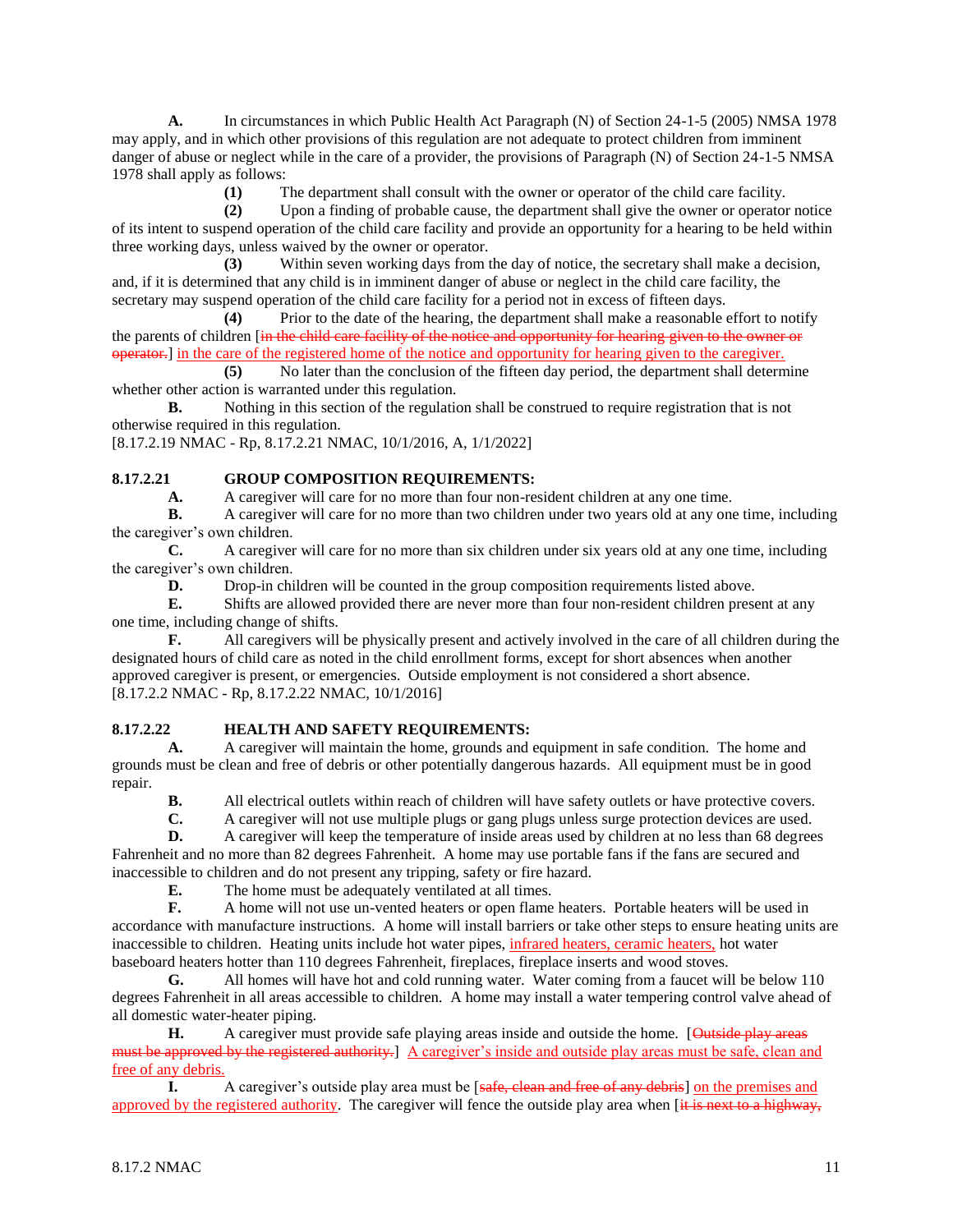**A.** In circumstances in which Public Health Act Paragraph (N) of Section 24-1-5 (2005) NMSA 1978 may apply, and in which other provisions of this regulation are not adequate to protect children from imminent danger of abuse or neglect while in the care of a provider, the provisions of Paragraph (N) of Section 24-1-5 NMSA 1978 shall apply as follows:

**(1)** The department shall consult with the owner or operator of the child care facility.

**(2)** Upon a finding of probable cause, the department shall give the owner or operator notice of its intent to suspend operation of the child care facility and provide an opportunity for a hearing to be held within three working days, unless waived by the owner or operator.

**(3)** Within seven working days from the day of notice, the secretary shall make a decision, and, if it is determined that any child is in imminent danger of abuse or neglect in the child care facility, the secretary may suspend operation of the child care facility for a period not in excess of fifteen days.

**(4)** Prior to the date of the hearing, the department shall make a reasonable effort to notify the parents of children [~~in the child care facility of the notice and opportunity for hearing given to the owner or operator.~~] in the care of the registered home of the notice and opportunity for hearing given to the caregiver.

**(5)** No later than the conclusion of the fifteen day period, the department shall determine whether other action is warranted under this regulation.

**B.** Nothing in this section of the regulation shall be construed to require registration that is not otherwise required in this regulation.

[8.17.2.19 NMAC - Rp, 8.17.2.21 NMAC, 10/1/2016, A, 1/1/2022]

**8.17.2.21 GROUP COMPOSITION REQUIREMENTS:**

**A.** A caregiver will care for no more than four non-resident children at any one time.

**B.** A caregiver will care for no more than two children under two years old at any one time, including the caregiver's own children.

**C.** A caregiver will care for no more than six children under six years old at any one time, including the caregiver's own children.

**D.** Drop-in children will be counted in the group composition requirements listed above.

**E.** Shifts are allowed provided there are never more than four non-resident children present at any one time, including change of shifts.

**F.** All caregivers will be physically present and actively involved in the care of all children during the designated hours of child care as noted in the child enrollment forms, except for short absences when another approved caregiver is present, or emergencies. Outside employment is not considered a short absence.

[8.17.2.2 NMAC - Rp, 8.17.2.22 NMAC, 10/1/2016]

**8.17.2.22 HEALTH AND SAFETY REQUIREMENTS:**

**A.** A caregiver will maintain the home, grounds and equipment in safe condition. The home and grounds must be clean and free of debris or other potentially dangerous hazards. All equipment must be in good repair.

**B.** All electrical outlets within reach of children will have safety outlets or have protective covers.

**C.** A caregiver will not use multiple plugs or gang plugs unless surge protection devices are used.

**D.** A caregiver will keep the temperature of inside areas used by children at no less than 68 degrees Fahrenheit and no more than 82 degrees Fahrenheit. A home may use portable fans if the fans are secured and inaccessible to children and do not present any tripping, safety or fire hazard.

**E.** The home must be adequately ventilated at all times.

**F.** A home will not use un-vented heaters or open flame heaters. Portable heaters will be used in accordance with manufacture instructions. A home will install barriers or take other steps to ensure heating units are inaccessible to children. Heating units include hot water pipes, infrared heaters, ceramic heaters, hot water baseboard heaters hotter than 110 degrees Fahrenheit, fireplaces, fireplace inserts and wood stoves.

**G.** All homes will have hot and cold running water. Water coming from a faucet will be below 110 degrees Fahrenheit in all areas accessible to children. A home may install a water tempering control valve ahead of all domestic water-heater piping.

**H.** A caregiver must provide safe playing areas inside and outside the home. [~~Outside play areas must be approved by the registered authority.~~] A caregiver's inside and outside play areas must be safe, clean and free of any debris.

**I.** A caregiver's outside play area must be [~~safe, clean and free of any debris~~] on the premises and approved by the registered authority. The caregiver will fence the outside play area when [~~it is next to a highway,~~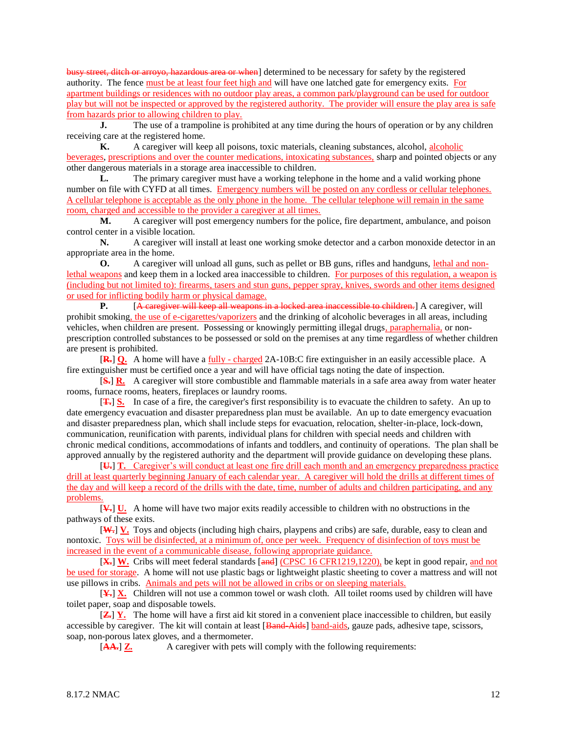busy street, ditch or arroyo, hazardous area or when] determined to be necessary for safety by the registered authority. The fence must be at least four feet high and will have one latched gate for emergency exits. For apartment buildings or residences with no outdoor play areas, a common park/playground can be used for outdoor play but will not be inspected or approved by the registered authority. The provider will ensure the play area is safe from hazards prior to allowing children to play.

**J.** The use of a trampoline is prohibited at any time during the hours of operation or by any children receiving care at the registered home.

**K.** A caregiver will keep all poisons, toxic materials, cleaning substances, alcohol, alcoholic beverages, prescriptions and over the counter medications, intoxicating substances, sharp and pointed objects or any other dangerous materials in a storage area inaccessible to children.

**L.** The primary caregiver must have a working telephone in the home and a valid working phone number on file with CYFD at all times. Emergency numbers will be posted on any cordless or cellular telephones. A cellular telephone is acceptable as the only phone in the home. The cellular telephone will remain in the same room, charged and accessible to the provider a caregiver at all times.

**M.** A caregiver will post emergency numbers for the police, fire department, ambulance, and poison control center in a visible location.

**N.** A caregiver will install at least one working smoke detector and a carbon monoxide detector in an appropriate area in the home.

**O.** A caregiver will unload all guns, such as pellet or BB guns, rifles and handguns, lethal and non-lethal weapons and keep them in a locked area inaccessible to children. For purposes of this regulation, a weapon is (including but not limited to): firearms, tasers and stun guns, pepper spray, knives, swords and other items designed or used for inflicting bodily harm or physical damage.

**P.** [A caregiver will keep all weapons in a locked area inaccessible to children.] A caregiver, will prohibit smoking, the use of e-cigarettes/vaporizers and the drinking of alcoholic beverages in all areas, including vehicles, when children are present. Possessing or knowingly permitting illegal drugs, paraphernalia, or non-prescription controlled substances to be possessed or sold on the premises at any time regardless of whether children are present is prohibited.

[**R.**] **Q.** A home will have a fully - charged 2A-10B:C fire extinguisher in an easily accessible place. A fire extinguisher must be certified once a year and will have official tags noting the date of inspection.

[**S.**] **R.** A caregiver will store combustible and flammable materials in a safe area away from water heater rooms, furnace rooms, heaters, fireplaces or laundry rooms.

[**T.**] **S.** In case of a fire, the caregiver's first responsibility is to evacuate the children to safety. An up to date emergency evacuation and disaster preparedness plan must be available. An up to date emergency evacuation and disaster preparedness plan, which shall include steps for evacuation, relocation, shelter-in-place, lock-down, communication, reunification with parents, individual plans for children with special needs and children with chronic medical conditions, accommodations of infants and toddlers, and continuity of operations. The plan shall be approved annually by the registered authority and the department will provide guidance on developing these plans.

[**U.**] **T.** Caregiver's will conduct at least one fire drill each month and an emergency preparedness practice drill at least quarterly beginning January of each calendar year. A caregiver will hold the drills at different times of the day and will keep a record of the drills with the date, time, number of adults and children participating, and any problems.

[**V.**] **U.** A home will have two major exits readily accessible to children with no obstructions in the pathways of these exits.

[**W.**] **V.** Toys and objects (including high chairs, playpens and cribs) are safe, durable, easy to clean and nontoxic. Toys will be disinfected, at a minimum of, once per week. Frequency of disinfection of toys must be increased in the event of a communicable disease, following appropriate guidance.

[**X.**] **W.** Cribs will meet federal standards [and] (CPSC 16 CFR1219,1220), be kept in good repair, and not be used for storage. A home will not use plastic bags or lightweight plastic sheeting to cover a mattress and will not use pillows in cribs. Animals and pets will not be allowed in cribs or on sleeping materials.

[**Y.**] **X.** Children will not use a common towel or wash cloth. All toilet rooms used by children will have toilet paper, soap and disposable towels.

[**Z.**] **Y.** The home will have a first aid kit stored in a convenient place inaccessible to children, but easily accessible by caregiver. The kit will contain at least [Band-Aids] band-aids, gauze pads, adhesive tape, scissors, soap, non-porous latex gloves, and a thermometer.

[**AA.**] **Z.** A caregiver with pets will comply with the following requirements: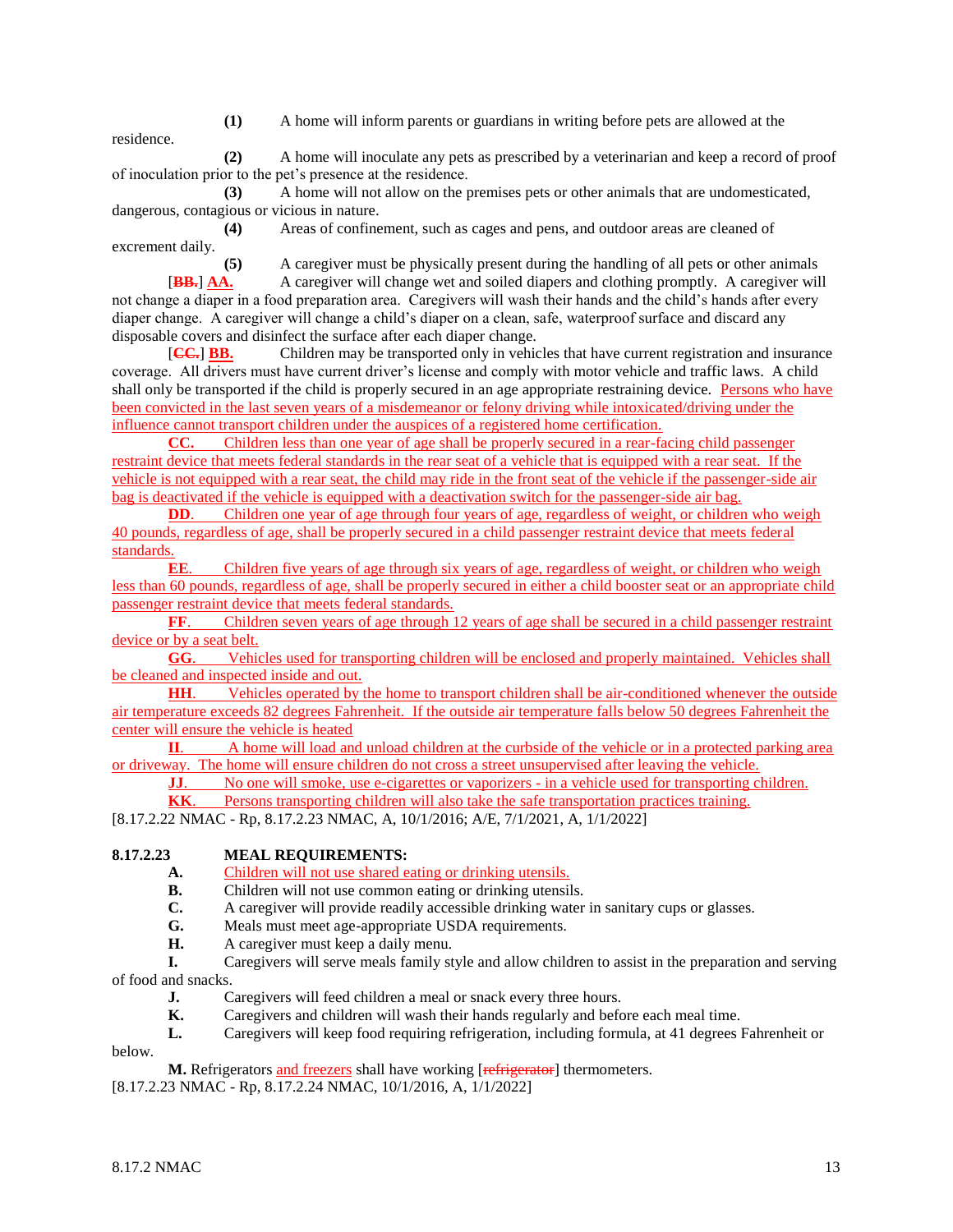**(1)** A home will inform parents or guardians in writing before pets are allowed at the residence.

**(2)** A home will inoculate any pets as prescribed by a veterinarian and keep a record of proof of inoculation prior to the pet's presence at the residence.

**(3)** A home will not allow on the premises pets or other animals that are undomesticated, dangerous, contagious or vicious in nature.

**(4)** Areas of confinement, such as cages and pens, and outdoor areas are cleaned of excrement daily.

**(5)** A caregiver must be physically present during the handling of all pets or other animals

[~~**BB.**~~] **AA.** A caregiver will change wet and soiled diapers and clothing promptly. A caregiver will not change a diaper in a food preparation area. Caregivers will wash their hands and the child's hands after every diaper change. A caregiver will change a child's diaper on a clean, safe, waterproof surface and discard any disposable covers and disinfect the surface after each diaper change.

[~~**CC.**~~] **BB.** Children may be transported only in vehicles that have current registration and insurance coverage. All drivers must have current driver's license and comply with motor vehicle and traffic laws. A child shall only be transported if the child is properly secured in an age appropriate restraining device. Persons who have been convicted in the last seven years of a misdemeanor or felony driving while intoxicated/driving under the influence cannot transport children under the auspices of a registered home certification.

**CC.** Children less than one year of age shall be properly secured in a rear-facing child passenger restraint device that meets federal standards in the rear seat of a vehicle that is equipped with a rear seat. If the vehicle is not equipped with a rear seat, the child may ride in the front seat of the vehicle if the passenger-side air bag is deactivated if the vehicle is equipped with a deactivation switch for the passenger-side air bag.

**DD**. Children one year of age through four years of age, regardless of weight, or children who weigh 40 pounds, regardless of age, shall be properly secured in a child passenger restraint device that meets federal standards.

**EE**. Children five years of age through six years of age, regardless of weight, or children who weigh less than 60 pounds, regardless of age, shall be properly secured in either a child booster seat or an appropriate child passenger restraint device that meets federal standards.

**FF**. Children seven years of age through 12 years of age shall be secured in a child passenger restraint device or by a seat belt.

**GG**. Vehicles used for transporting children will be enclosed and properly maintained. Vehicles shall be cleaned and inspected inside and out.

**HH**. Vehicles operated by the home to transport children shall be air-conditioned whenever the outside air temperature exceeds 82 degrees Fahrenheit. If the outside air temperature falls below 50 degrees Fahrenheit the center will ensure the vehicle is heated

**II**. A home will load and unload children at the curbside of the vehicle or in a protected parking area or driveway. The home will ensure children do not cross a street unsupervised after leaving the vehicle.

**JJ**. No one will smoke, use e-cigarettes or vaporizers - in a vehicle used for transporting children.

**KK**. Persons transporting children will also take the safe transportation practices training.

[8.17.2.22 NMAC - Rp, 8.17.2.23 NMAC, A, 10/1/2016; A/E, 7/1/2021, A, 1/1/2022]

**8.17.2.23 MEAL REQUIREMENTS:**

**A.** Children will not use shared eating or drinking utensils.

**B.** Children will not use common eating or drinking utensils.

**C.** A caregiver will provide readily accessible drinking water in sanitary cups or glasses.

**G.** Meals must meet age-appropriate USDA requirements.

**H.** A caregiver must keep a daily menu.

**I.** Caregivers will serve meals family style and allow children to assist in the preparation and serving of food and snacks.

**J.** Caregivers will feed children a meal or snack every three hours.

**K.** Caregivers and children will wash their hands regularly and before each meal time.

**L.** Caregivers will keep food requiring refrigeration, including formula, at 41 degrees Fahrenheit or below.

**M.** Refrigerators and freezers shall have working [~~refrigerator~~] thermometers.

[8.17.2.23 NMAC - Rp, 8.17.2.24 NMAC, 10/1/2016, A, 1/1/2022]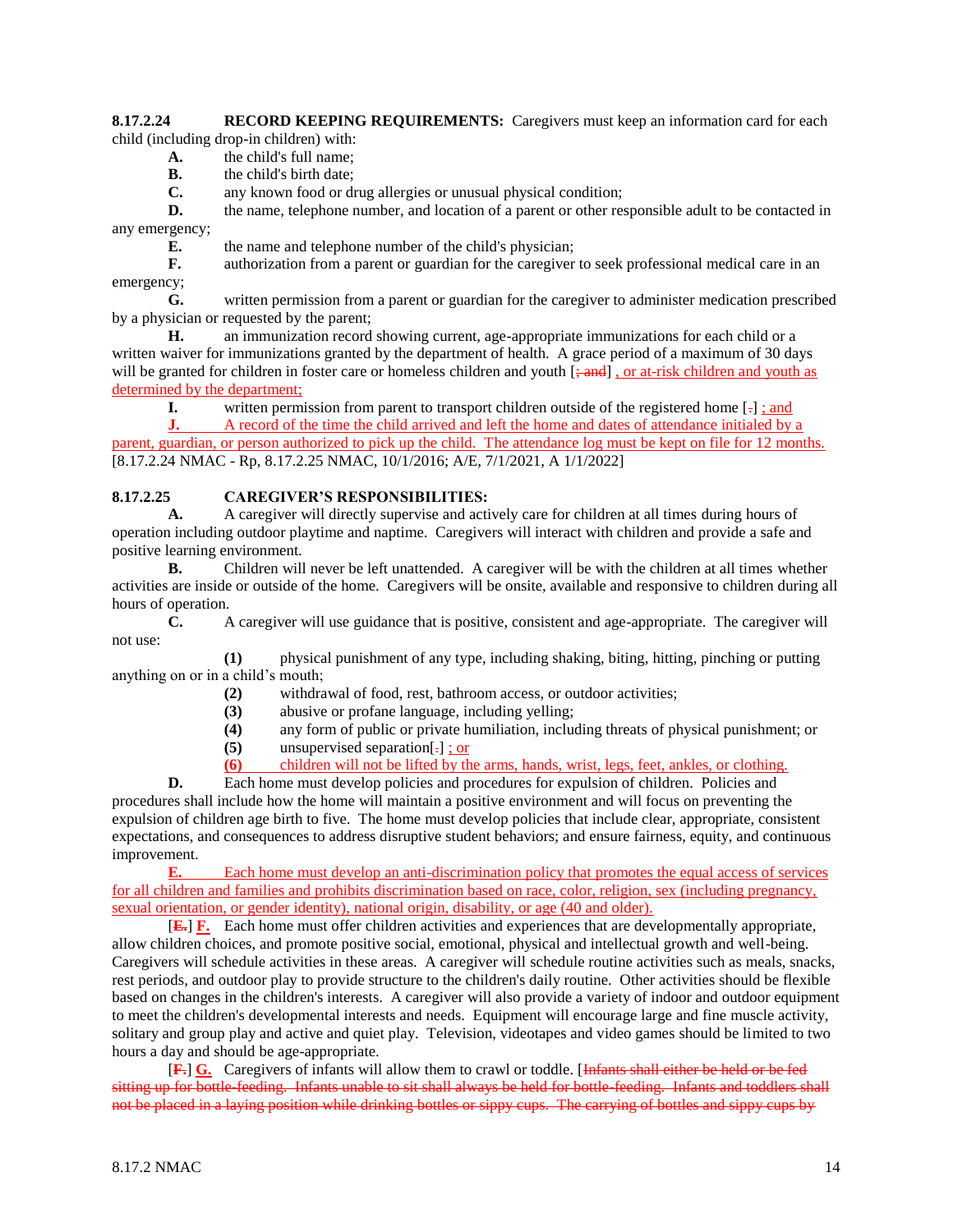**8.17.2.24 RECORD KEEPING REQUIREMENTS:** Caregivers must keep an information card for each child (including drop-in children) with:

**A.** the child's full name;

**B.** the child's birth date;

**C.** any known food or drug allergies or unusual physical condition;

**D.** the name, telephone number, and location of a parent or other responsible adult to be contacted in any emergency;

**E.** the name and telephone number of the child's physician;

**F.** authorization from a parent or guardian for the caregiver to seek professional medical care in an emergency;

**G.** written permission from a parent or guardian for the caregiver to administer medication prescribed by a physician or requested by the parent;

**H.** an immunization record showing current, age-appropriate immunizations for each child or a written waiver for immunizations granted by the department of health. A grace period of a maximum of 30 days will be granted for children in foster care or homeless children and youth [~~; and~~] , or at-risk children and youth as determined by the department;

**I.** written permission from parent to transport children outside of the registered home [~~.~~] ; and

**J.** A record of the time the child arrived and left the home and dates of attendance initialed by a parent, guardian, or person authorized to pick up the child. The attendance log must be kept on file for 12 months.

[8.17.2.24 NMAC - Rp, 8.17.2.25 NMAC, 10/1/2016; A/E, 7/1/2021, A 1/1/2022]

**8.17.2.25 CAREGIVER'S RESPONSIBILITIES:**

**A.** A caregiver will directly supervise and actively care for children at all times during hours of operation including outdoor playtime and naptime. Caregivers will interact with children and provide a safe and positive learning environment.

**B.** Children will never be left unattended. A caregiver will be with the children at all times whether activities are inside or outside of the home. Caregivers will be onsite, available and responsive to children during all hours of operation.

**C.** A caregiver will use guidance that is positive, consistent and age-appropriate. The caregiver will not use:

**(1)** physical punishment of any type, including shaking, biting, hitting, pinching or putting anything on or in a child's mouth;

**(2)** withdrawal of food, rest, bathroom access, or outdoor activities;

**(3)** abusive or profane language, including yelling;

**(4)** any form of public or private humiliation, including threats of physical punishment; or

**(5)** unsupervised separation[~~.~~] ; or

**(6)** children will not be lifted by the arms, hands, wrist, legs, feet, ankles, or clothing.

**D.** Each home must develop policies and procedures for expulsion of children. Policies and procedures shall include how the home will maintain a positive environment and will focus on preventing the expulsion of children age birth to five. The home must develop policies that include clear, appropriate, consistent expectations, and consequences to address disruptive student behaviors; and ensure fairness, equity, and continuous improvement.

**E.** Each home must develop an anti-discrimination policy that promotes the equal access of services for all children and families and prohibits discrimination based on race, color, religion, sex (including pregnancy, sexual orientation, or gender identity), national origin, disability, or age (40 and older).

[~~**E.**~~] **F.** Each home must offer children activities and experiences that are developmentally appropriate, allow children choices, and promote positive social, emotional, physical and intellectual growth and well-being. Caregivers will schedule activities in these areas. A caregiver will schedule routine activities such as meals, snacks, rest periods, and outdoor play to provide structure to the children's daily routine. Other activities should be flexible based on changes in the children's interests. A caregiver will also provide a variety of indoor and outdoor equipment to meet the children's developmental interests and needs. Equipment will encourage large and fine muscle activity, solitary and group play and active and quiet play. Television, videotapes and video games should be limited to two hours a day and should be age-appropriate.

[~~**F.**~~] **G.** Caregivers of infants will allow them to crawl or toddle. [~~Infants shall either be held or be fed sitting up for bottle-feeding. Infants unable to sit shall always be held for bottle-feeding. Infants and toddlers shall not be placed in a laying position while drinking bottles or sippy cups. The carrying of bottles and sippy cups by~~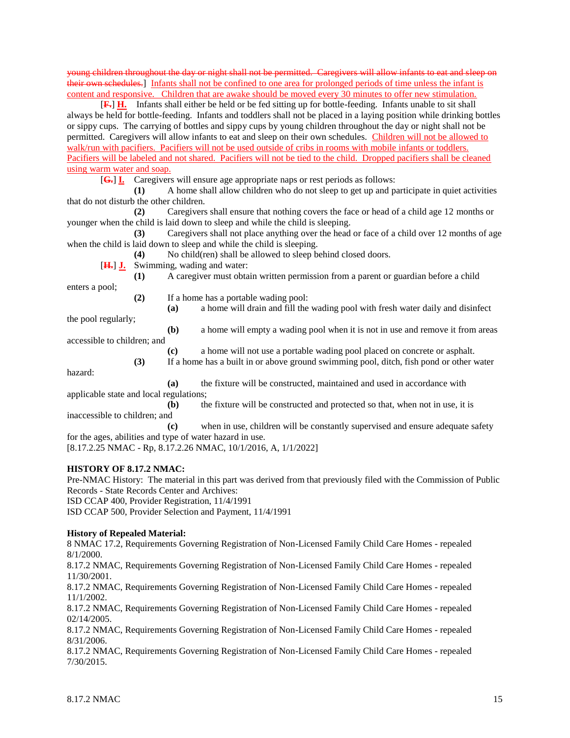~~young children throughout the day or night shall not be permitted. Caregivers will allow infants to eat and sleep on their own schedules.~~] Infants shall not be confined to one area for prolonged periods of time unless the infant is content and responsive. Children that are awake should be moved every 30 minutes to offer new stimulation.

[~~F.~~] **H.** Infants shall either be held or be fed sitting up for bottle-feeding. Infants unable to sit shall always be held for bottle-feeding. Infants and toddlers shall not be placed in a laying position while drinking bottles or sippy cups. The carrying of bottles and sippy cups by young children throughout the day or night shall not be permitted. Caregivers will allow infants to eat and sleep on their own schedules. Children will not be allowed to walk/run with pacifiers. Pacifiers will not be used outside of cribs in rooms with mobile infants or toddlers. Pacifiers will be labeled and not shared. Pacifiers will not be tied to the child. Dropped pacifiers shall be cleaned using warm water and soap.

[~~G.~~] **I.** Caregivers will ensure age appropriate naps or rest periods as follows:

**(1)** A home shall allow children who do not sleep to get up and participate in quiet activities that do not disturb the other children.

**(2)** Caregivers shall ensure that nothing covers the face or head of a child age 12 months or younger when the child is laid down to sleep and while the child is sleeping.

**(3)** Caregivers shall not place anything over the head or face of a child over 12 months of age when the child is laid down to sleep and while the child is sleeping.

**(4)** No child(ren) shall be allowed to sleep behind closed doors.

[~~H.~~] **J.** Swimming, wading and water:

**(1)** A caregiver must obtain written permission from a parent or guardian before a child enters a pool;

**(2)** If a home has a portable wading pool:

**(a)** a home will drain and fill the wading pool with fresh water daily and disinfect the pool regularly;

**(b)** a home will empty a wading pool when it is not in use and remove it from areas accessible to children; and

**(c)** a home will not use a portable wading pool placed on concrete or asphalt.

**(3)** If a home has a built in or above ground swimming pool, ditch, fish pond or other water hazard:

**(a)** the fixture will be constructed, maintained and used in accordance with applicable state and local regulations;

**(b)** the fixture will be constructed and protected so that, when not in use, it is inaccessible to children; and

**(c)** when in use, children will be constantly supervised and ensure adequate safety for the ages, abilities and type of water hazard in use.

[8.17.2.25 NMAC - Rp, 8.17.2.26 NMAC, 10/1/2016, A, 1/1/2022]

**HISTORY OF 8.17.2 NMAC:**

Pre-NMAC History: The material in this part was derived from that previously filed with the Commission of Public Records - State Records Center and Archives:
ISD CCAP 400, Provider Registration, 11/4/1991
ISD CCAP 500, Provider Selection and Payment, 11/4/1991

**History of Repealed Material:**

8 NMAC 17.2, Requirements Governing Registration of Non-Licensed Family Child Care Homes - repealed 8/1/2000.
8.17.2 NMAC, Requirements Governing Registration of Non-Licensed Family Child Care Homes - repealed 11/30/2001.
8.17.2 NMAC, Requirements Governing Registration of Non-Licensed Family Child Care Homes - repealed 11/1/2002.
8.17.2 NMAC, Requirements Governing Registration of Non-Licensed Family Child Care Homes - repealed 02/14/2005.
8.17.2 NMAC, Requirements Governing Registration of Non-Licensed Family Child Care Homes - repealed 8/31/2006.
8.17.2 NMAC, Requirements Governing Registration of Non-Licensed Family Child Care Homes - repealed 7/30/2015.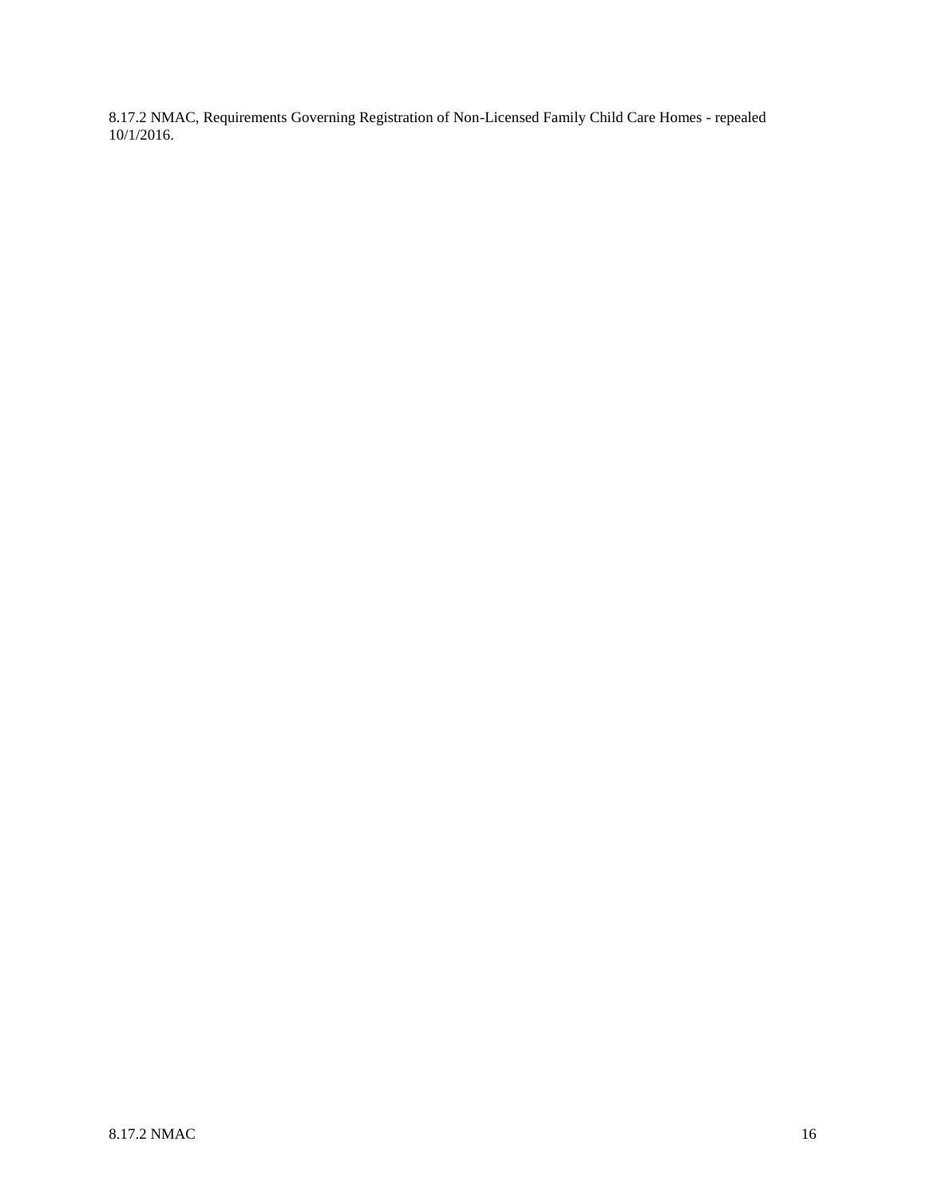8.17.2 NMAC, Requirements Governing Registration of Non-Licensed Family Child Care Homes - repealed 10/1/2016.